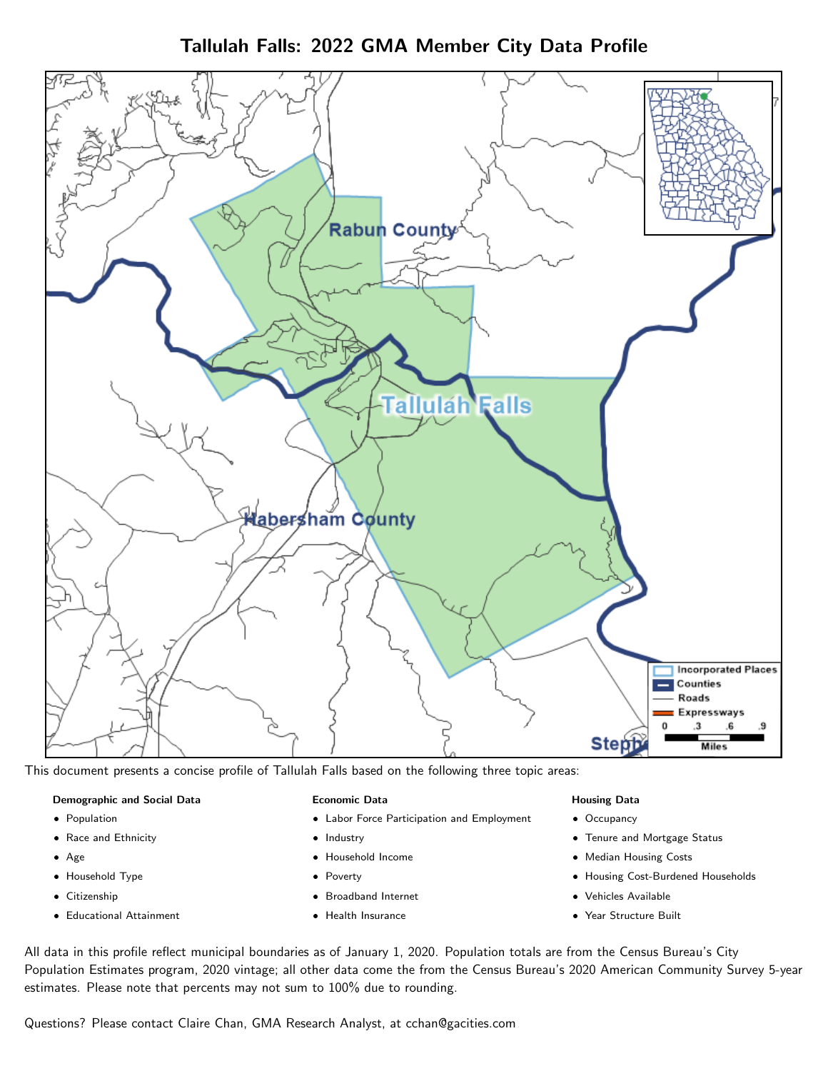# Tallulah Falls: 2022 GMA Member City Data Profile

This document presents a concise profile of Tallulah Falls based on the following three topic areas:

**Demographic and Social Data**

- Population
- Race and Ethnicity
- Age
- Household Type
- Citizenship
- Educational Attainment

**Economic Data**

- Labor Force Participation and Employment
- Industry
- Household Income
- Poverty
- Broadband Internet
- Health Insurance

**Housing Data**

- Occupancy
- Tenure and Mortgage Status
- Median Housing Costs
- Housing Cost-Burdened Households
- Vehicles Available
- Year Structure Built

All data in this profile reflect municipal boundaries as of January 1, 2020. Population totals are from the Census Bureau's City Population Estimates program, 2020 vintage; all other data come the from the Census Bureau's 2020 American Community Survey 5-year estimates. Please note that percents may not sum to 100% due to rounding.

Questions? Please contact Claire Chan, GMA Research Analyst, at cchan@gacities.com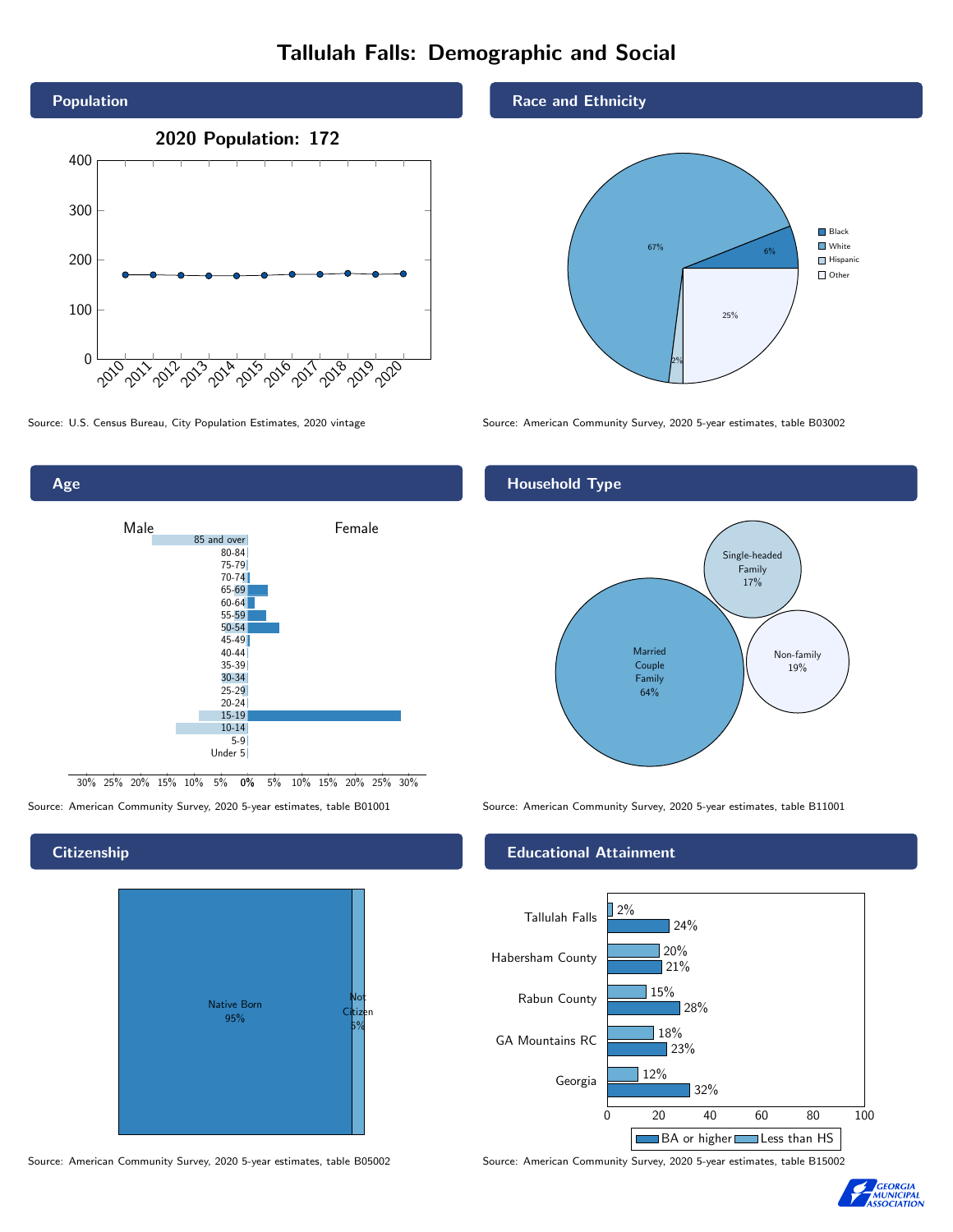# Tallulah Falls: Demographic and Social

## Population

**2020 Population: 172**

Source: U.S. Census Bureau, City Population Estimates, 2020 vintage

## Race and Ethnicity

| Category | Percent |
|---|---|
| Black | 6% |
| White | 67% |
| Hispanic | 2% |
| Other | 25% |

Source: American Community Survey, 2020 5-year estimates, table B03002

## Age

Source: American Community Survey, 2020 5-year estimates, table B01001

## Household Type

| Household Type | Percent |
|---|---|
| Married Couple Family | 64% |
| Single-headed Family | 17% |
| Non-family | 19% |

Source: American Community Survey, 2020 5-year estimates, table B11001

## Citizenship

| Status | Percent |
|---|---|
| Native Born | 95% |
| Not Citizen | 5% |

Source: American Community Survey, 2020 5-year estimates, table B05002

## Educational Attainment

| Area | Less than HS | BA or higher |
|---|---|---|
| Tallulah Falls | 2% | 24% |
| Habersham County | 20% | 21% |
| Rabun County | 15% | 28% |
| GA Mountains RC | 18% | 23% |
| Georgia | 12% | 32% |

Source: American Community Survey, 2020 5-year estimates, table B15002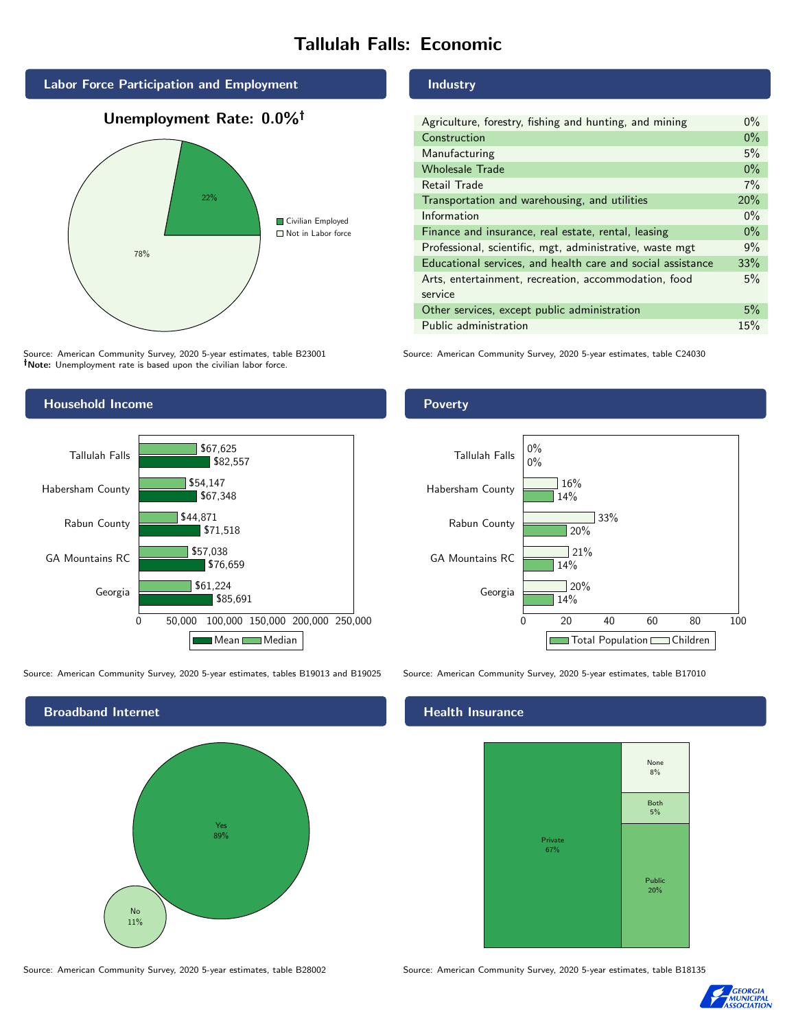# Tallulah Falls: Economic

## Labor Force Participation and Employment

**Unemployment Rate: 0.0%†**

| Category | Percent |
| --- | --- |
| Civilian Employed | 22% |
| Not in Labor force | 78% |

Source: American Community Survey, 2020 5-year estimates, table B23001
**†Note:** Unemployment rate is based upon the civilian labor force.

## Industry

| Industry | Percent |
| --- | --- |
| Agriculture, forestry, fishing and hunting, and mining | 0% |
| Construction | 0% |
| Manufacturing | 5% |
| Wholesale Trade | 0% |
| Retail Trade | 7% |
| Transportation and warehousing, and utilities | 20% |
| Information | 0% |
| Finance and insurance, real estate, rental, leasing | 0% |
| Professional, scientific, mgt, administrative, waste mgt | 9% |
| Educational services, and health care and social assistance | 33% |
| Arts, entertainment, recreation, accommodation, food service | 5% |
| Other services, except public administration | 5% |
| Public administration | 15% |

Source: American Community Survey, 2020 5-year estimates, table C24030

## Household Income

| | Median | Mean |
| --- | --- | --- |
| Tallulah Falls | $67,625 | $82,557 |
| Habersham County | $54,147 | $67,348 |
| Rabun County | $44,871 | $71,518 |
| GA Mountains RC | $57,038 | $76,659 |
| Georgia | $61,224 | $85,691 |

Source: American Community Survey, 2020 5-year estimates, tables B19013 and B19025

## Poverty

| | Children | Total Population |
| --- | --- | --- |
| Tallulah Falls | 0% | 0% |
| Habersham County | 16% | 14% |
| Rabun County | 33% | 20% |
| GA Mountains RC | 21% | 14% |
| Georgia | 20% | 14% |

Source: American Community Survey, 2020 5-year estimates, table B17010

## Broadband Internet

| | Percent |
| --- | --- |
| Yes | 89% |
| No | 11% |

Source: American Community Survey, 2020 5-year estimates, table B28002

## Health Insurance

| | Percent |
| --- | --- |
| Private | 67% |
| Public | 20% |
| Both | 5% |
| None | 8% |

Source: American Community Survey, 2020 5-year estimates, table B18135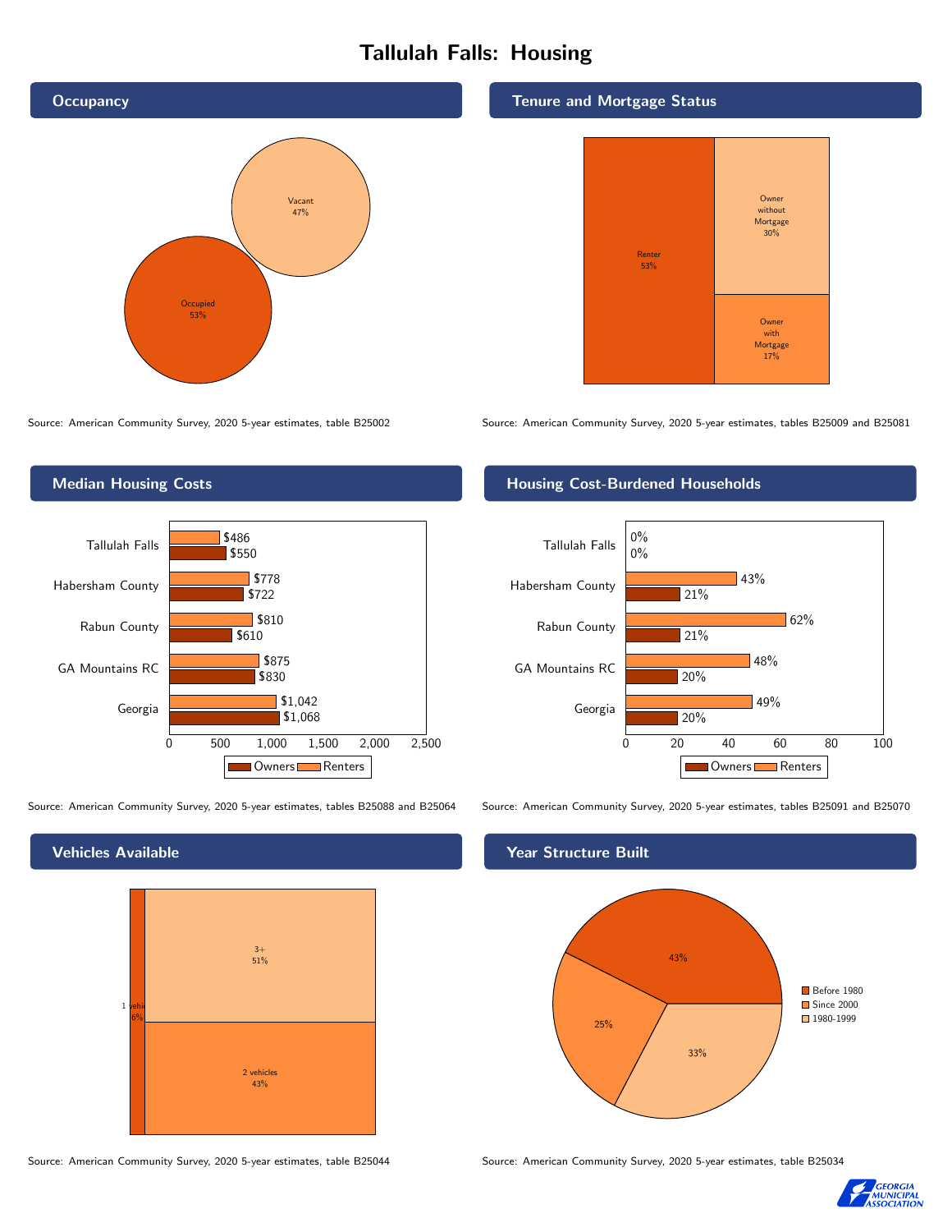# Tallulah Falls: Housing

## Occupancy

Vacant
47%

Occupied
53%

Source: American Community Survey, 2020 5-year estimates, table B25002

## Tenure and Mortgage Status

Renter
53%

Owner without Mortgage
30%

Owner with Mortgage
17%

Source: American Community Survey, 2020 5-year estimates, tables B25009 and B25081

## Median Housing Costs

Tallulah Falls
$486
$550

Habersham County
$778
$722

Rabun County
$810
$610

GA Mountains RC
$875
$830

Georgia
$1,042
$1,068

0 500 1,000 1,500 2,000 2,500

Owners Renters

Source: American Community Survey, 2020 5-year estimates, tables B25088 and B25064

## Housing Cost-Burdened Households

Tallulah Falls
0%
0%

Habersham County
43%
21%

Rabun County
62%
21%

GA Mountains RC
48%
20%

Georgia
49%
20%

0 20 40 60 80 100

Owners Renters

Source: American Community Survey, 2020 5-year estimates, tables B25091 and B25070

## Vehicles Available

3+
51%

2 vehicles
43%

1 vehicle
6%

Source: American Community Survey, 2020 5-year estimates, table B25044

## Year Structure Built

43%

25%

33%

Before 1980
Since 2000
1980-1999

Source: American Community Survey, 2020 5-year estimates, table B25034